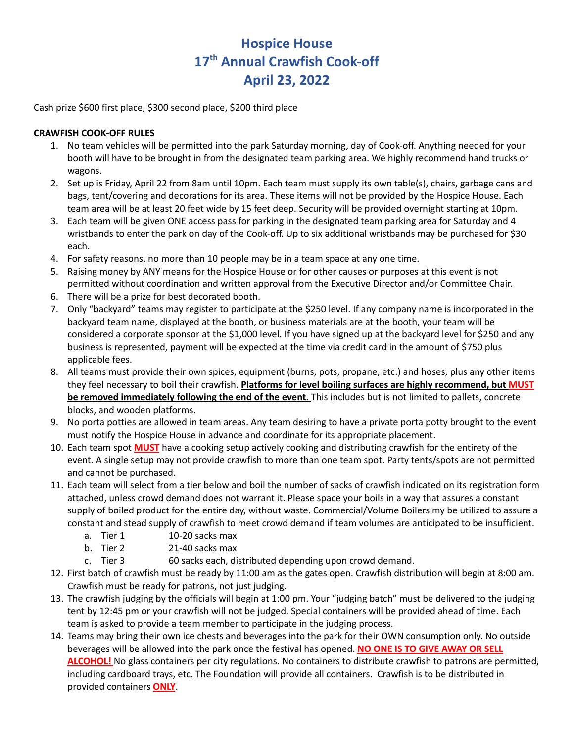# Hospice House
# 17th Annual Crawfish Cook-off
# April 23, 2022

Cash prize $600 first place, $300 second place, $200 third place

**CRAWFISH COOK-OFF RULES**

1. No team vehicles will be permitted into the park Saturday morning, day of Cook-off. Anything needed for your booth will have to be brought in from the designated team parking area. We highly recommend hand trucks or wagons.
2. Set up is Friday, April 22 from 8am until 10pm. Each team must supply its own table(s), chairs, garbage cans and bags, tent/covering and decorations for its area. These items will not be provided by the Hospice House. Each team area will be at least 20 feet wide by 15 feet deep. Security will be provided overnight starting at 10pm.
3. Each team will be given ONE access pass for parking in the designated team parking area for Saturday and 4 wristbands to enter the park on day of the Cook-off. Up to six additional wristbands may be purchased for $30 each.
4. For safety reasons, no more than 10 people may be in a team space at any one time.
5. Raising money by ANY means for the Hospice House or for other causes or purposes at this event is not permitted without coordination and written approval from the Executive Director and/or Committee Chair.
6. There will be a prize for best decorated booth.
7. Only "backyard" teams may register to participate at the $250 level. If any company name is incorporated in the backyard team name, displayed at the booth, or business materials are at the booth, your team will be considered a corporate sponsor at the $1,000 level. If you have signed up at the backyard level for $250 and any business is represented, payment will be expected at the time via credit card in the amount of $750 plus applicable fees.
8. All teams must provide their own spices, equipment (burns, pots, propane, etc.) and hoses, plus any other items they feel necessary to boil their crawfish. **Platforms for level boiling surfaces are highly recommend, but MUST be removed immediately following the end of the event.** This includes but is not limited to pallets, concrete blocks, and wooden platforms.
9. No porta potties are allowed in team areas. Any team desiring to have a private porta potty brought to the event must notify the Hospice House in advance and coordinate for its appropriate placement.
10. Each team spot **MUST** have a cooking setup actively cooking and distributing crawfish for the entirety of the event. A single setup may not provide crawfish to more than one team spot. Party tents/spots are not permitted and cannot be purchased.
11. Each team will select from a tier below and boil the number of sacks of crawfish indicated on its registration form attached, unless crowd demand does not warrant it. Please space your boils in a way that assures a constant supply of boiled product for the entire day, without waste. Commercial/Volume Boilers my be utilized to assure a constant and stead supply of crawfish to meet crowd demand if team volumes are anticipated to be insufficient.
    a. Tier 1 10-20 sacks max
    b. Tier 2 21-40 sacks max
    c. Tier 3 60 sacks each, distributed depending upon crowd demand.
12. First batch of crawfish must be ready by 11:00 am as the gates open. Crawfish distribution will begin at 8:00 am. Crawfish must be ready for patrons, not just judging.
13. The crawfish judging by the officials will begin at 1:00 pm. Your "judging batch" must be delivered to the judging tent by 12:45 pm or your crawfish will not be judged. Special containers will be provided ahead of time. Each team is asked to provide a team member to participate in the judging process.
14. Teams may bring their own ice chests and beverages into the park for their OWN consumption only. No outside beverages will be allowed into the park once the festival has opened. **NO ONE IS TO GIVE AWAY OR SELL ALCOHOL!** No glass containers per city regulations. No containers to distribute crawfish to patrons are permitted, including cardboard trays, etc. The Foundation will provide all containers. Crawfish is to be distributed in provided containers **ONLY**.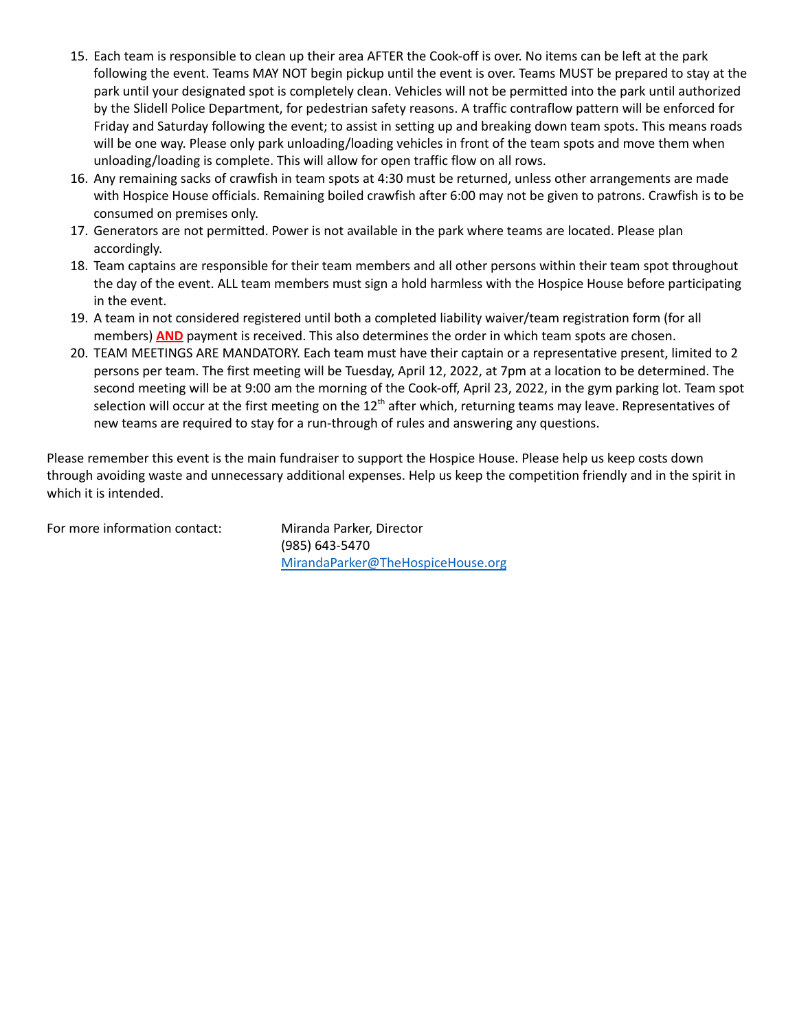15. Each team is responsible to clean up their area AFTER the Cook-off is over. No items can be left at the park following the event. Teams MAY NOT begin pickup until the event is over. Teams MUST be prepared to stay at the park until your designated spot is completely clean. Vehicles will not be permitted into the park until authorized by the Slidell Police Department, for pedestrian safety reasons. A traffic contraflow pattern will be enforced for Friday and Saturday following the event; to assist in setting up and breaking down team spots. This means roads will be one way. Please only park unloading/loading vehicles in front of the team spots and move them when unloading/loading is complete. This will allow for open traffic flow on all rows.
16. Any remaining sacks of crawfish in team spots at 4:30 must be returned, unless other arrangements are made with Hospice House officials. Remaining boiled crawfish after 6:00 may not be given to patrons. Crawfish is to be consumed on premises only.
17. Generators are not permitted. Power is not available in the park where teams are located. Please plan accordingly.
18. Team captains are responsible for their team members and all other persons within their team spot throughout the day of the event. ALL team members must sign a hold harmless with the Hospice House before participating in the event.
19. A team in not considered registered until both a completed liability waiver/team registration form (for all members) **AND** payment is received. This also determines the order in which team spots are chosen.
20. TEAM MEETINGS ARE MANDATORY. Each team must have their captain or a representative present, limited to 2 persons per team. The first meeting will be Tuesday, April 12, 2022, at 7pm at a location to be determined. The second meeting will be at 9:00 am the morning of the Cook-off, April 23, 2022, in the gym parking lot. Team spot selection will occur at the first meeting on the 12th after which, returning teams may leave. Representatives of new teams are required to stay for a run-through of rules and answering any questions.

Please remember this event is the main fundraiser to support the Hospice House. Please help us keep costs down through avoiding waste and unnecessary additional expenses. Help us keep the competition friendly and in the spirit in which it is intended.

For more information contact: Miranda Parker, Director
(985) 643-5470
MirandaParker@TheHospiceHouse.org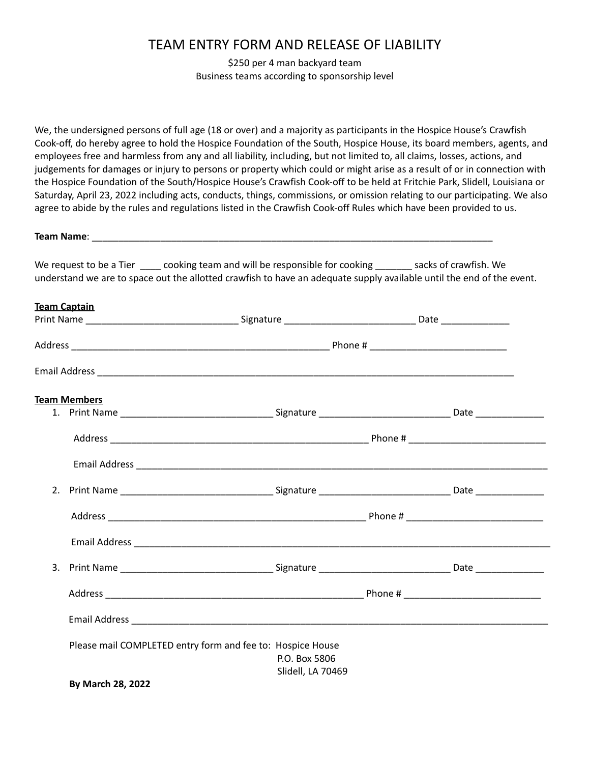# TEAM ENTRY FORM AND RELEASE OF LIABILITY

$250 per 4 man backyard team
Business teams according to sponsorship level

We, the undersigned persons of full age (18 or over) and a majority as participants in the Hospice House's Crawfish Cook-off, do hereby agree to hold the Hospice Foundation of the South, Hospice House, its board members, agents, and employees free and harmless from any and all liability, including, but not limited to, all claims, losses, actions, and judgements for damages or injury to persons or property which could or might arise as a result of or in connection with the Hospice Foundation of the South/Hospice House's Crawfish Cook-off to be held at Fritchie Park, Slidell, Louisiana or Saturday, April 23, 2022 including acts, conducts, things, commissions, or omission relating to our participating. We also agree to abide by the rules and regulations listed in the Crawfish Cook-off Rules which have been provided to us.

**Team Name**: ______________________________________________________________________________

We request to be a Tier ____ cooking team and will be responsible for cooking _______ sacks of crawfish. We understand we are to space out the allotted crawfish to have an adequate supply available until the end of the event.

**Team Captain**

Print Name _____________________________ Signature _________________________ Date _____________

Address __________________________________________________ Phone # __________________________

Email Address ________________________________________________________________________________

**Team Members**

1. Print Name _____________________________ Signature _________________________ Date _____________

   Address __________________________________________________ Phone # __________________________

   Email Address ________________________________________________________________________________

2. Print Name _____________________________ Signature _________________________ Date _____________

   Address __________________________________________________ Phone # __________________________

   Email Address ________________________________________________________________________________

3. Print Name _____________________________ Signature _________________________ Date _____________

   Address __________________________________________________ Phone # __________________________

   Email Address ________________________________________________________________________________

Please mail COMPLETED entry form and fee to: Hospice House
P.O. Box 5806
Slidell, LA 70469

**By March 28, 2022**